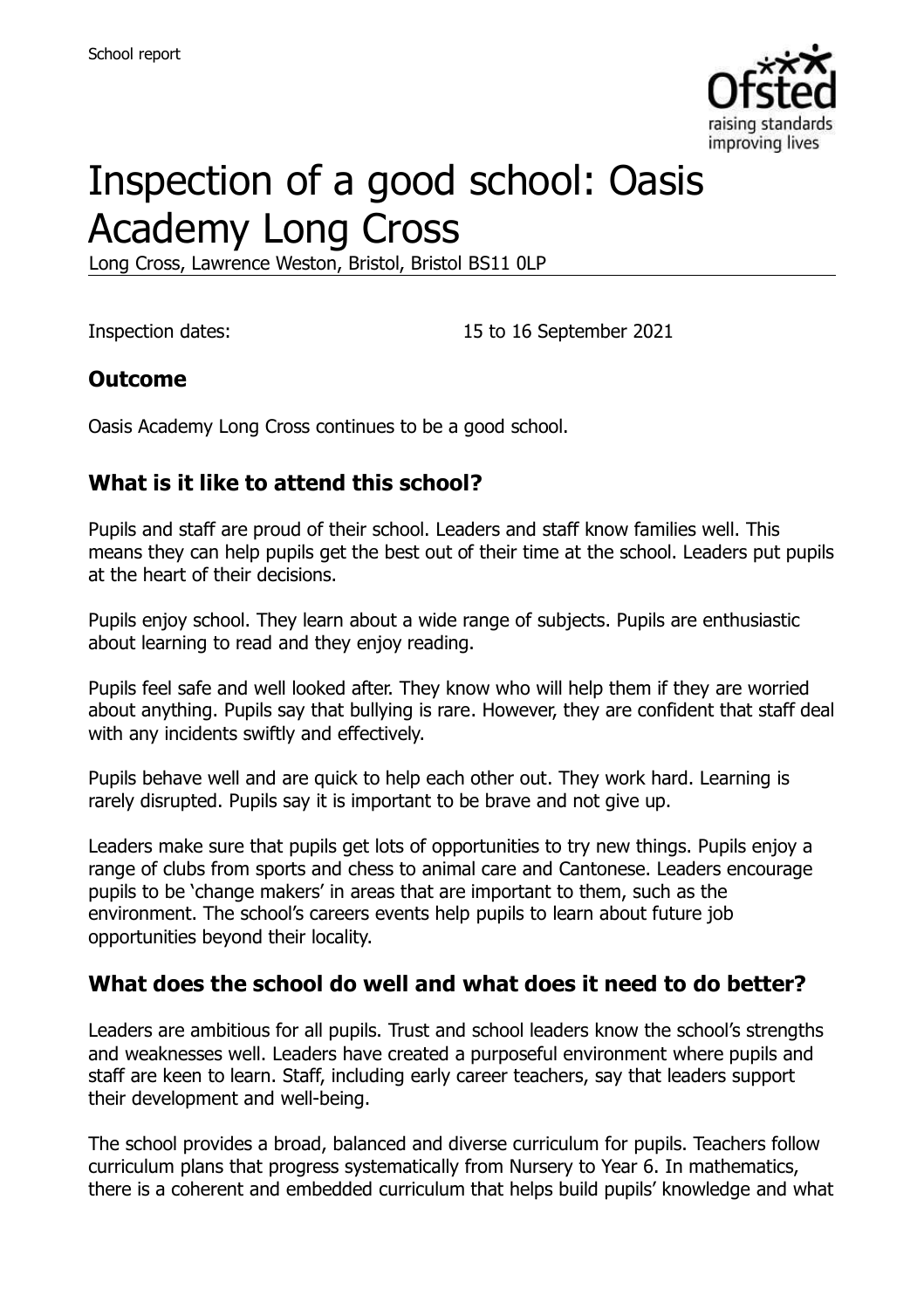School report

# Inspection of a good school: Oasis Academy Long Cross

Long Cross, Lawrence Weston, Bristol, Bristol BS11 0LP

Inspection dates: 15 to 16 September 2021

## Outcome

Oasis Academy Long Cross continues to be a good school.

## What is it like to attend this school?

Pupils and staff are proud of their school. Leaders and staff know families well. This means they can help pupils get the best out of their time at the school. Leaders put pupils at the heart of their decisions.

Pupils enjoy school. They learn about a wide range of subjects. Pupils are enthusiastic about learning to read and they enjoy reading.

Pupils feel safe and well looked after. They know who will help them if they are worried about anything. Pupils say that bullying is rare. However, they are confident that staff deal with any incidents swiftly and effectively.

Pupils behave well and are quick to help each other out. They work hard. Learning is rarely disrupted. Pupils say it is important to be brave and not give up.

Leaders make sure that pupils get lots of opportunities to try new things. Pupils enjoy a range of clubs from sports and chess to animal care and Cantonese. Leaders encourage pupils to be 'change makers' in areas that are important to them, such as the environment. The school's careers events help pupils to learn about future job opportunities beyond their locality.

## What does the school do well and what does it need to do better?

Leaders are ambitious for all pupils. Trust and school leaders know the school's strengths and weaknesses well. Leaders have created a purposeful environment where pupils and staff are keen to learn. Staff, including early career teachers, say that leaders support their development and well-being.

The school provides a broad, balanced and diverse curriculum for pupils. Teachers follow curriculum plans that progress systematically from Nursery to Year 6. In mathematics, there is a coherent and embedded curriculum that helps build pupils' knowledge and what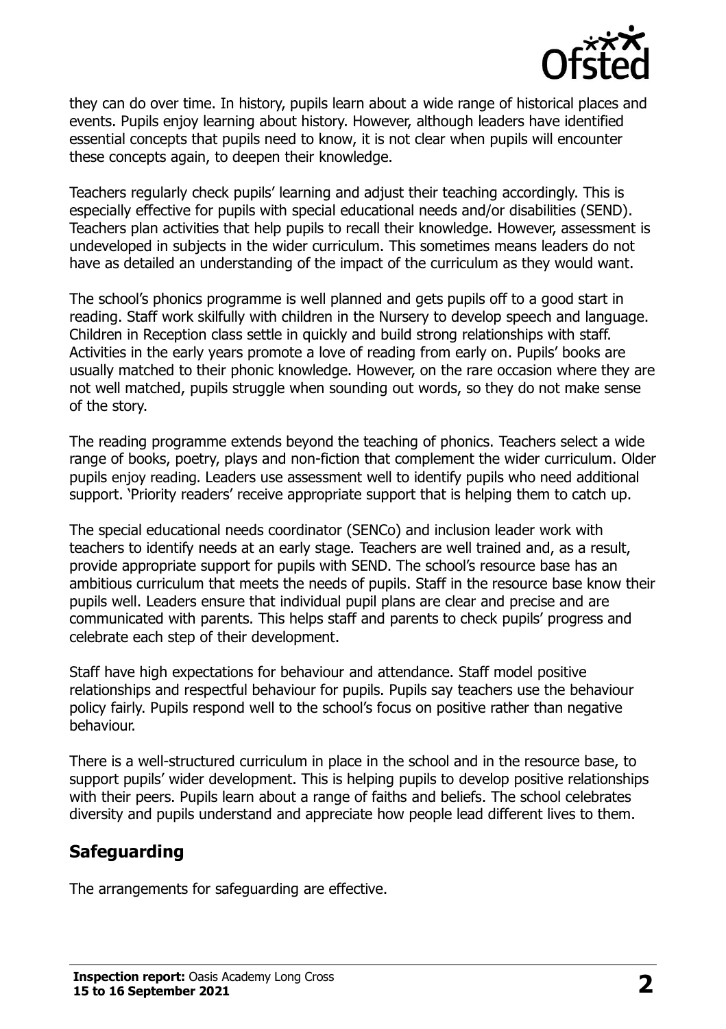they can do over time. In history, pupils learn about a wide range of historical places and events. Pupils enjoy learning about history. However, although leaders have identified essential concepts that pupils need to know, it is not clear when pupils will encounter these concepts again, to deepen their knowledge.

Teachers regularly check pupils' learning and adjust their teaching accordingly. This is especially effective for pupils with special educational needs and/or disabilities (SEND). Teachers plan activities that help pupils to recall their knowledge. However, assessment is undeveloped in subjects in the wider curriculum. This sometimes means leaders do not have as detailed an understanding of the impact of the curriculum as they would want.

The school's phonics programme is well planned and gets pupils off to a good start in reading. Staff work skilfully with children in the Nursery to develop speech and language. Children in Reception class settle in quickly and build strong relationships with staff. Activities in the early years promote a love of reading from early on. Pupils' books are usually matched to their phonic knowledge. However, on the rare occasion where they are not well matched, pupils struggle when sounding out words, so they do not make sense of the story.

The reading programme extends beyond the teaching of phonics. Teachers select a wide range of books, poetry, plays and non-fiction that complement the wider curriculum. Older pupils enjoy reading. Leaders use assessment well to identify pupils who need additional support. 'Priority readers' receive appropriate support that is helping them to catch up.

The special educational needs coordinator (SENCo) and inclusion leader work with teachers to identify needs at an early stage. Teachers are well trained and, as a result, provide appropriate support for pupils with SEND. The school's resource base has an ambitious curriculum that meets the needs of pupils. Staff in the resource base know their pupils well. Leaders ensure that individual pupil plans are clear and precise and are communicated with parents. This helps staff and parents to check pupils' progress and celebrate each step of their development.

Staff have high expectations for behaviour and attendance. Staff model positive relationships and respectful behaviour for pupils. Pupils say teachers use the behaviour policy fairly. Pupils respond well to the school's focus on positive rather than negative behaviour.

There is a well-structured curriculum in place in the school and in the resource base, to support pupils' wider development. This is helping pupils to develop positive relationships with their peers. Pupils learn about a range of faiths and beliefs. The school celebrates diversity and pupils understand and appreciate how people lead different lives to them.

## Safeguarding

The arrangements for safeguarding are effective.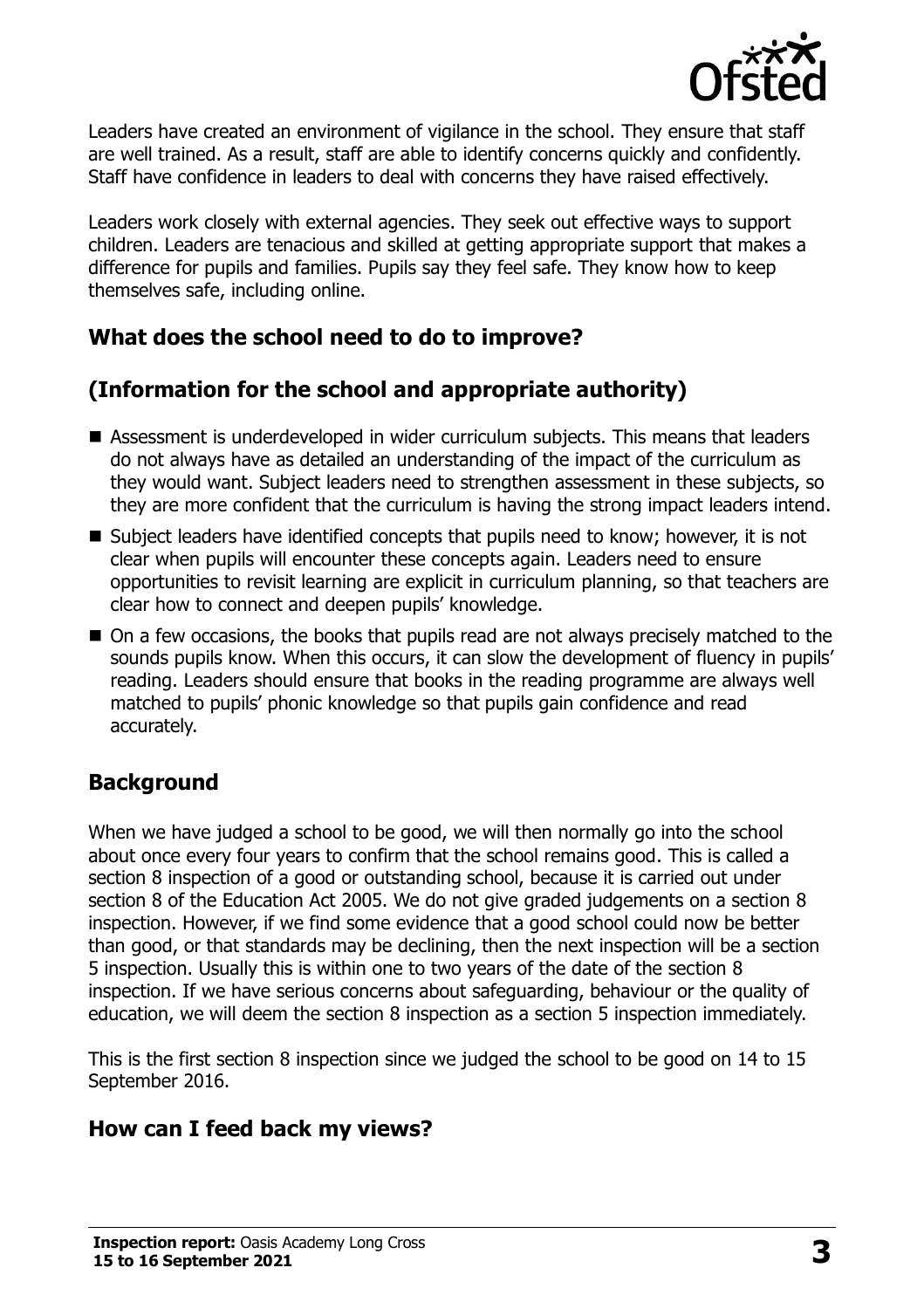Leaders have created an environment of vigilance in the school. They ensure that staff are well trained. As a result, staff are able to identify concerns quickly and confidently. Staff have confidence in leaders to deal with concerns they have raised effectively.

Leaders work closely with external agencies. They seek out effective ways to support children. Leaders are tenacious and skilled at getting appropriate support that makes a difference for pupils and families. Pupils say they feel safe. They know how to keep themselves safe, including online.

## What does the school need to do to improve?

## (Information for the school and appropriate authority)

- Assessment is underdeveloped in wider curriculum subjects. This means that leaders do not always have as detailed an understanding of the impact of the curriculum as they would want. Subject leaders need to strengthen assessment in these subjects, so they are more confident that the curriculum is having the strong impact leaders intend.
- Subject leaders have identified concepts that pupils need to know; however, it is not clear when pupils will encounter these concepts again. Leaders need to ensure opportunities to revisit learning are explicit in curriculum planning, so that teachers are clear how to connect and deepen pupils' knowledge.
- On a few occasions, the books that pupils read are not always precisely matched to the sounds pupils know. When this occurs, it can slow the development of fluency in pupils' reading. Leaders should ensure that books in the reading programme are always well matched to pupils' phonic knowledge so that pupils gain confidence and read accurately.

## Background

When we have judged a school to be good, we will then normally go into the school about once every four years to confirm that the school remains good. This is called a section 8 inspection of a good or outstanding school, because it is carried out under section 8 of the Education Act 2005. We do not give graded judgements on a section 8 inspection. However, if we find some evidence that a good school could now be better than good, or that standards may be declining, then the next inspection will be a section 5 inspection. Usually this is within one to two years of the date of the section 8 inspection. If we have serious concerns about safeguarding, behaviour or the quality of education, we will deem the section 8 inspection as a section 5 inspection immediately.

This is the first section 8 inspection since we judged the school to be good on 14 to 15 September 2016.

## How can I feed back my views?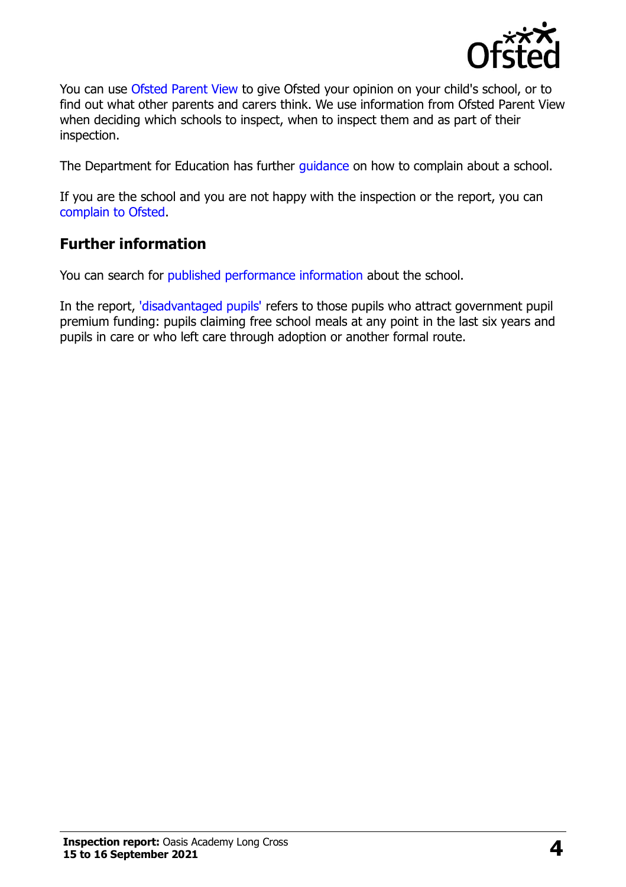You can use Ofsted Parent View to give Ofsted your opinion on your child's school, or to find out what other parents and carers think. We use information from Ofsted Parent View when deciding which schools to inspect, when to inspect them and as part of their inspection.

The Department for Education has further guidance on how to complain about a school.

If you are the school and you are not happy with the inspection or the report, you can complain to Ofsted.

## Further information

You can search for published performance information about the school.

In the report, 'disadvantaged pupils' refers to those pupils who attract government pupil premium funding: pupils claiming free school meals at any point in the last six years and pupils in care or who left care through adoption or another formal route.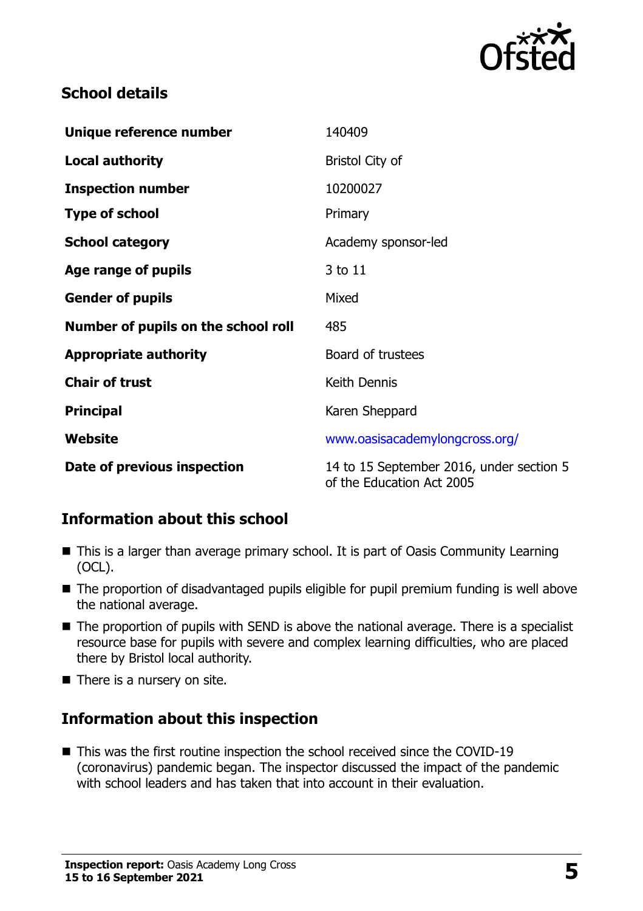## School details

| | |
|---|---|
| **Unique reference number** | 140409 |
| **Local authority** | Bristol City of |
| **Inspection number** | 10200027 |
| **Type of school** | Primary |
| **School category** | Academy sponsor-led |
| **Age range of pupils** | 3 to 11 |
| **Gender of pupils** | Mixed |
| **Number of pupils on the school roll** | 485 |
| **Appropriate authority** | Board of trustees |
| **Chair of trust** | Keith Dennis |
| **Principal** | Karen Sheppard |
| **Website** | www.oasisacademylongcross.org/ |
| **Date of previous inspection** | 14 to 15 September 2016, under section 5 of the Education Act 2005 |

## Information about this school

- This is a larger than average primary school. It is part of Oasis Community Learning (OCL).
- The proportion of disadvantaged pupils eligible for pupil premium funding is well above the national average.
- The proportion of pupils with SEND is above the national average. There is a specialist resource base for pupils with severe and complex learning difficulties, who are placed there by Bristol local authority.
- There is a nursery on site.

## Information about this inspection

- This was the first routine inspection the school received since the COVID-19 (coronavirus) pandemic began. The inspector discussed the impact of the pandemic with school leaders and has taken that into account in their evaluation.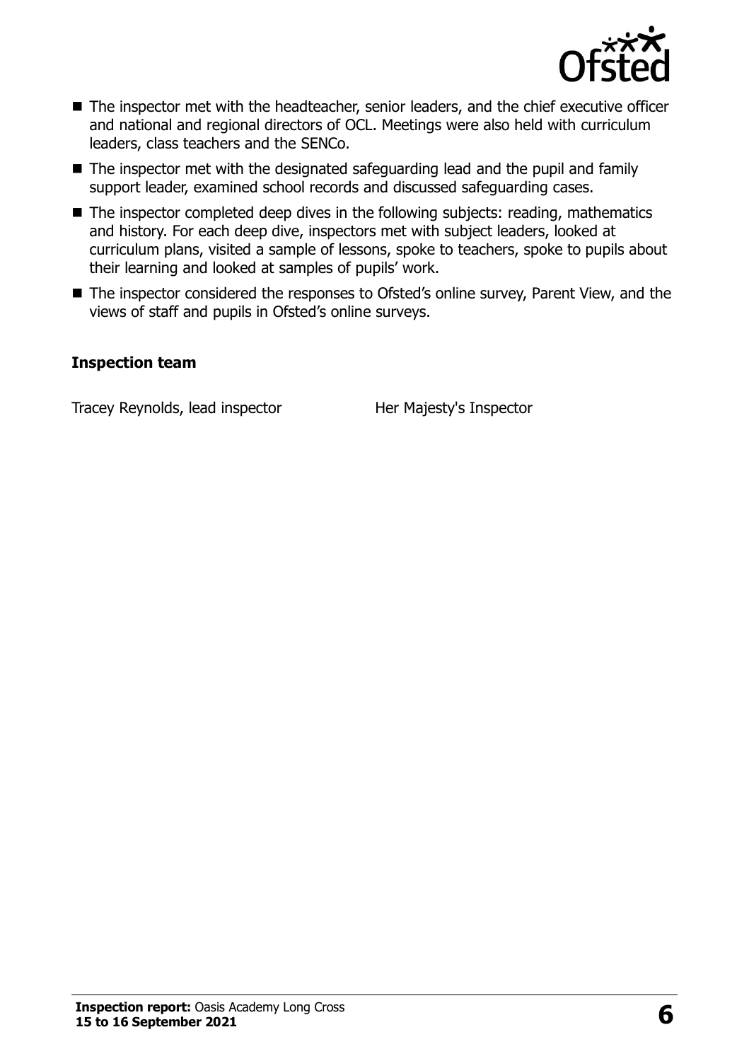- The inspector met with the headteacher, senior leaders, and the chief executive officer and national and regional directors of OCL. Meetings were also held with curriculum leaders, class teachers and the SENCo.
- The inspector met with the designated safeguarding lead and the pupil and family support leader, examined school records and discussed safeguarding cases.
- The inspector completed deep dives in the following subjects: reading, mathematics and history. For each deep dive, inspectors met with subject leaders, looked at curriculum plans, visited a sample of lessons, spoke to teachers, spoke to pupils about their learning and looked at samples of pupils' work.
- The inspector considered the responses to Ofsted's online survey, Parent View, and the views of staff and pupils in Ofsted's online surveys.

### Inspection team

| | |
|---|---|
| Tracey Reynolds, lead inspector | Her Majesty's Inspector |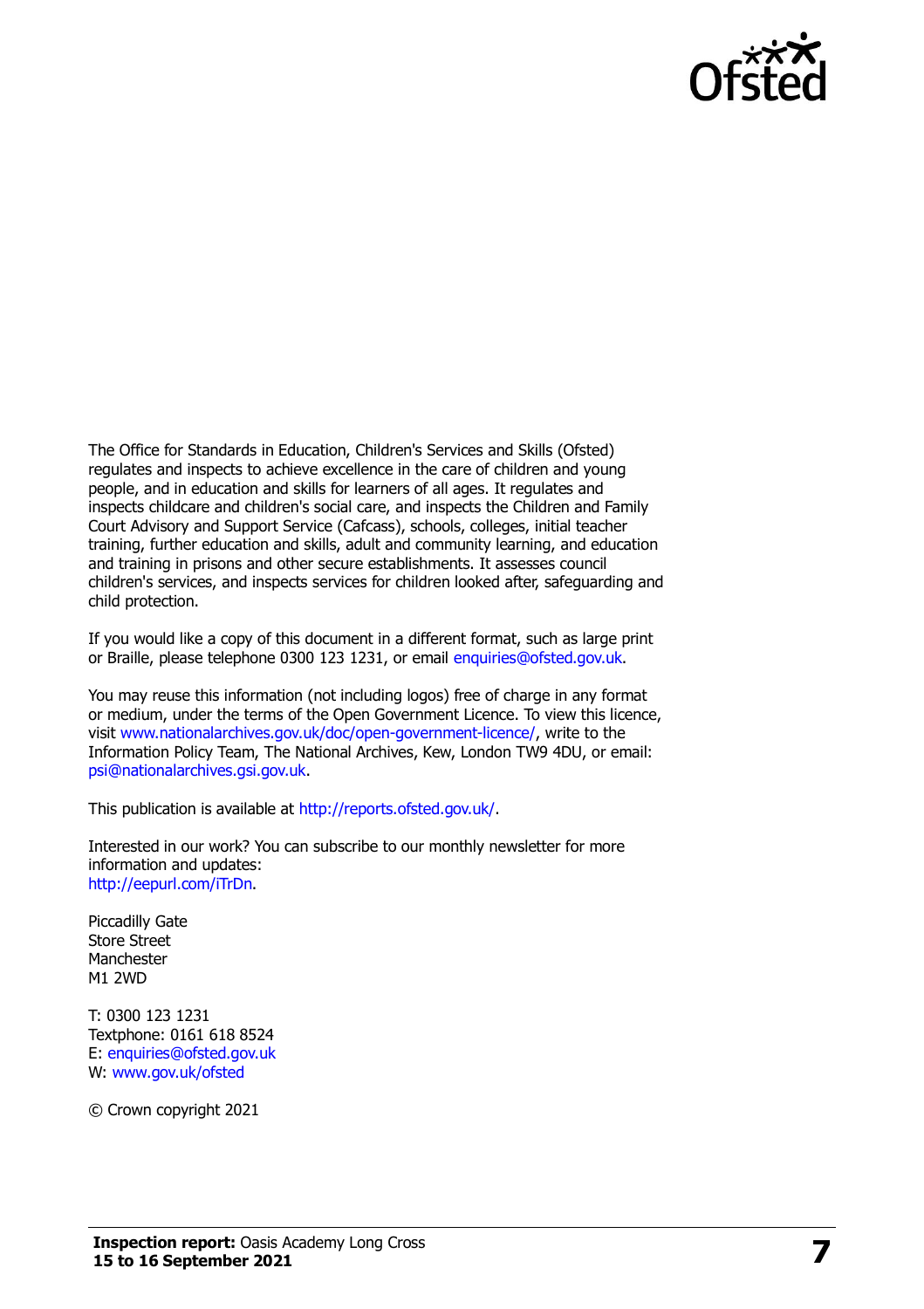The Office for Standards in Education, Children's Services and Skills (Ofsted) regulates and inspects to achieve excellence in the care of children and young people, and in education and skills for learners of all ages. It regulates and inspects childcare and children's social care, and inspects the Children and Family Court Advisory and Support Service (Cafcass), schools, colleges, initial teacher training, further education and skills, adult and community learning, and education and training in prisons and other secure establishments. It assesses council children's services, and inspects services for children looked after, safeguarding and child protection.

If you would like a copy of this document in a different format, such as large print or Braille, please telephone 0300 123 1231, or email enquiries@ofsted.gov.uk.

You may reuse this information (not including logos) free of charge in any format or medium, under the terms of the Open Government Licence. To view this licence, visit www.nationalarchives.gov.uk/doc/open-government-licence/, write to the Information Policy Team, The National Archives, Kew, London TW9 4DU, or email: psi@nationalarchives.gsi.gov.uk.

This publication is available at http://reports.ofsted.gov.uk/.

Interested in our work? You can subscribe to our monthly newsletter for more information and updates:
http://eepurl.com/iTrDn.

Piccadilly Gate
Store Street
Manchester
M1 2WD

T: 0300 123 1231
Textphone: 0161 618 8524
E: enquiries@ofsted.gov.uk
W: www.gov.uk/ofsted

© Crown copyright 2021